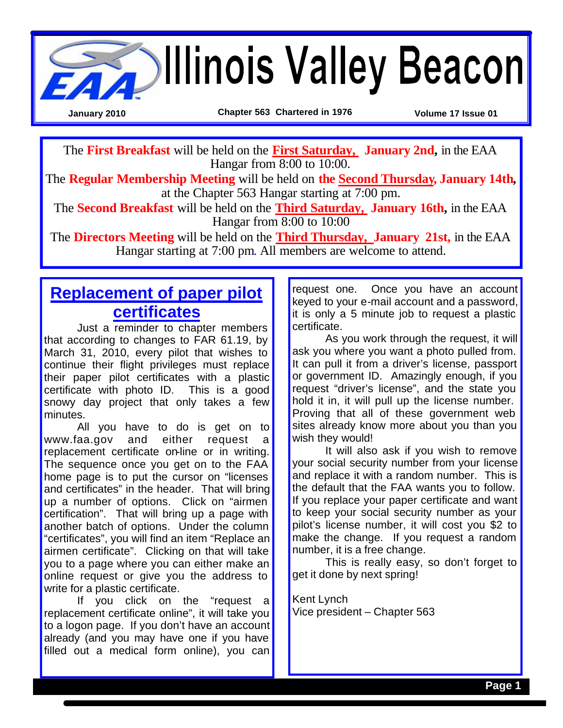# Illinois Valley Beacon

**January 2010** | **Chapter 563 Chartered in 1976** | **Volume 17 Issue 01**

The **First Breakfast** will be held on the **First Saturday, January 2nd,** in the EAA Hangar from 8:00 to 10:00.

The **Regular Membership Meeting** will be held on **the Second Thursday, January 14th,** at the Chapter 563 Hangar starting at 7:00 pm.

The **Second Breakfast** will be held on the **Third Saturday, January 16th,** in the EAA Hangar from 8:00 to 10:00

The **Directors Meeting** will be held on the **Third Thursday, January 21st,** in the EAA Hangar starting at 7:00 pm. All members are welcome to attend.

## Replacement of paper pilot certificates

Just a reminder to chapter members that according to changes to FAR 61.19, by March 31, 2010, every pilot that wishes to continue their flight privileges must replace their paper pilot certificates with a plastic certificate with photo ID. This is a good snowy day project that only takes a few minutes.

All you have to do is get on to www.faa.gov and either request a replacement certificate on-line or in writing. The sequence once you get on to the FAA home page is to put the cursor on "licenses and certificates" in the header. That will bring up a number of options. Click on "airmen certification". That will bring up a page with another batch of options. Under the column "certificates", you will find an item "Replace an airmen certificate". Clicking on that will take you to a page where you can either make an online request or give you the address to write for a plastic certificate.

If you click on the "request a replacement certificate online", it will take you to a logon page. If you don't have an account already (and you may have one if you have filled out a medical form online), you can request one. Once you have an account keyed to your e-mail account and a password, it is only a 5 minute job to request a plastic certificate.

As you work through the request, it will ask you where you want a photo pulled from. It can pull it from a driver's license, passport or government ID. Amazingly enough, if you request "driver's license", and the state you hold it in, it will pull up the license number. Proving that all of these government web sites already know more about you than you wish they would!

It will also ask if you wish to remove your social security number from your license and replace it with a random number. This is the default that the FAA wants you to follow. If you replace your paper certificate and want to keep your social security number as your pilot's license number, it will cost you $2 to make the change. If you request a random number, it is a free change.

This is really easy, so don't forget to get it done by next spring!

Kent Lynch
Vice president – Chapter 563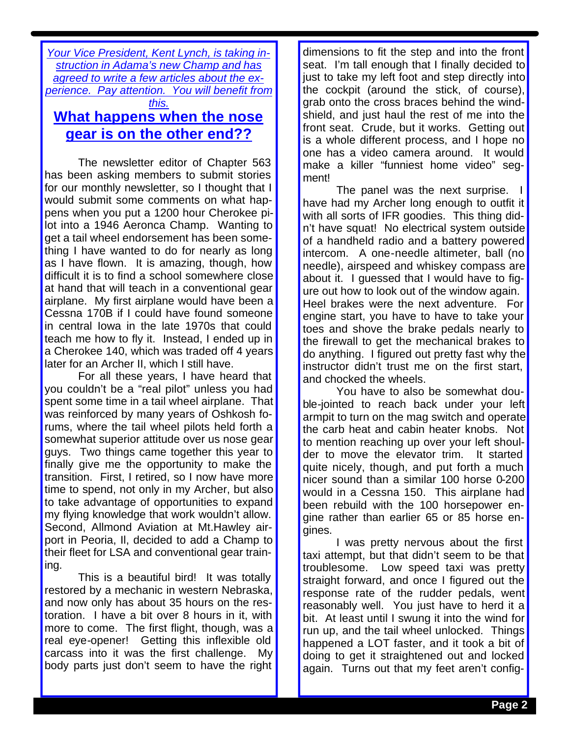*Your Vice President, Kent Lynch, is taking instruction in Adama's new Champ and has agreed to write a few articles about the experience. Pay attention. You will benefit from this.*

## What happens when the nose gear is on the other end??

The newsletter editor of Chapter 563 has been asking members to submit stories for our monthly newsletter, so I thought that I would submit some comments on what happens when you put a 1200 hour Cherokee pilot into a 1946 Aeronca Champ. Wanting to get a tail wheel endorsement has been something I have wanted to do for nearly as long as I have flown. It is amazing, though, how difficult it is to find a school somewhere close at hand that will teach in a conventional gear airplane. My first airplane would have been a Cessna 170B if I could have found someone in central Iowa in the late 1970s that could teach me how to fly it. Instead, I ended up in a Cherokee 140, which was traded off 4 years later for an Archer II, which I still have.

For all these years, I have heard that you couldn't be a "real pilot" unless you had spent some time in a tail wheel airplane. That was reinforced by many years of Oshkosh forums, where the tail wheel pilots held forth a somewhat superior attitude over us nose gear guys. Two things came together this year to finally give me the opportunity to make the transition. First, I retired, so I now have more time to spend, not only in my Archer, but also to take advantage of opportunities to expand my flying knowledge that work wouldn't allow. Second, Allmond Aviation at Mt.Hawley airport in Peoria, Il, decided to add a Champ to their fleet for LSA and conventional gear training.

This is a beautiful bird! It was totally restored by a mechanic in western Nebraska, and now only has about 35 hours on the restoration. I have a bit over 8 hours in it, with more to come. The first flight, though, was a real eye-opener! Getting this inflexible old carcass into it was the first challenge. My body parts just don't seem to have the right dimensions to fit the step and into the front seat. I'm tall enough that I finally decided to just to take my left foot and step directly into the cockpit (around the stick, of course), grab onto the cross braces behind the windshield, and just haul the rest of me into the front seat. Crude, but it works. Getting out is a whole different process, and I hope no one has a video camera around. It would make a killer "funniest home video" segment!

The panel was the next surprise. I have had my Archer long enough to outfit it with all sorts of IFR goodies. This thing didn't have squat! No electrical system outside of a handheld radio and a battery powered intercom. A one-needle altimeter, ball (no needle), airspeed and whiskey compass are about it. I guessed that I would have to figure out how to look out of the window again. Heel brakes were the next adventure. For engine start, you have to have to take your toes and shove the brake pedals nearly to the firewall to get the mechanical brakes to do anything. I figured out pretty fast why the instructor didn't trust me on the first start, and chocked the wheels.

You have to also be somewhat double-jointed to reach back under your left armpit to turn on the mag switch and operate the carb heat and cabin heater knobs. Not to mention reaching up over your left shoulder to move the elevator trim. It started quite nicely, though, and put forth a much nicer sound than a similar 100 horse 0-200 would in a Cessna 150. This airplane had been rebuild with the 100 horsepower engine rather than earlier 65 or 85 horse engines.

I was pretty nervous about the first taxi attempt, but that didn't seem to be that troublesome. Low speed taxi was pretty straight forward, and once I figured out the response rate of the rudder pedals, went reasonably well. You just have to herd it a bit. At least until I swung it into the wind for run up, and the tail wheel unlocked. Things happened a LOT faster, and it took a bit of doing to get it straightened out and locked again. Turns out that my feet aren't config-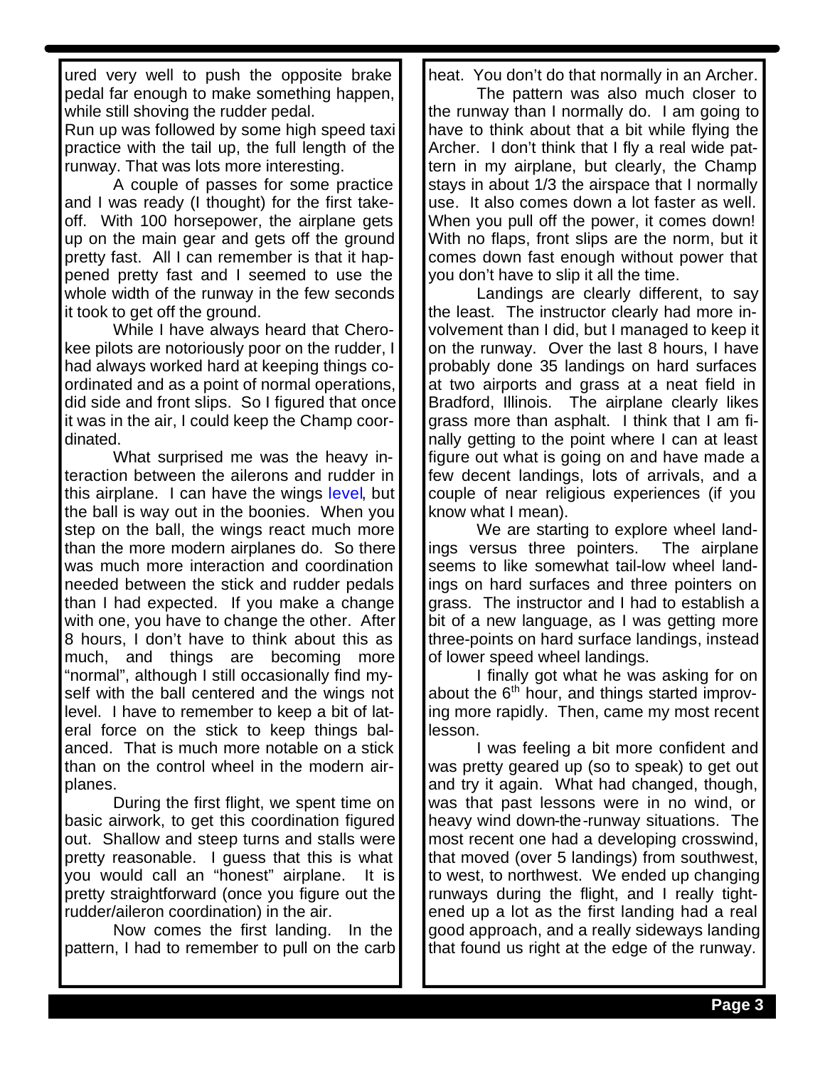ured very well to push the opposite brake pedal far enough to make something happen, while still shoving the rudder pedal.

Run up was followed by some high speed taxi practice with the tail up, the full length of the runway. That was lots more interesting.

A couple of passes for some practice and I was ready (I thought) for the first takeoff. With 100 horsepower, the airplane gets up on the main gear and gets off the ground pretty fast. All I can remember is that it happened pretty fast and I seemed to use the whole width of the runway in the few seconds it took to get off the ground.

While I have always heard that Cherokee pilots are notoriously poor on the rudder, I had always worked hard at keeping things coordinated and as a point of normal operations, did side and front slips. So I figured that once it was in the air, I could keep the Champ coordinated.

What surprised me was the heavy interaction between the ailerons and rudder in this airplane. I can have the wings level, but the ball is way out in the boonies. When you step on the ball, the wings react much more than the more modern airplanes do. So there was much more interaction and coordination needed between the stick and rudder pedals than I had expected. If you make a change with one, you have to change the other. After 8 hours, I don't have to think about this as much, and things are becoming more "normal", although I still occasionally find myself with the ball centered and the wings not level. I have to remember to keep a bit of lateral force on the stick to keep things balanced. That is much more notable on a stick than on the control wheel in the modern airplanes.

During the first flight, we spent time on basic airwork, to get this coordination figured out. Shallow and steep turns and stalls were pretty reasonable. I guess that this is what you would call an "honest" airplane. It is pretty straightforward (once you figure out the rudder/aileron coordination) in the air.

Now comes the first landing. In the pattern, I had to remember to pull on the carb heat. You don't do that normally in an Archer.

The pattern was also much closer to the runway than I normally do. I am going to have to think about that a bit while flying the Archer. I don't think that I fly a real wide pattern in my airplane, but clearly, the Champ stays in about 1/3 the airspace that I normally use. It also comes down a lot faster as well. When you pull off the power, it comes down! With no flaps, front slips are the norm, but it comes down fast enough without power that you don't have to slip it all the time.

Landings are clearly different, to say the least. The instructor clearly had more involvement than I did, but I managed to keep it on the runway. Over the last 8 hours, I have probably done 35 landings on hard surfaces at two airports and grass at a neat field in Bradford, Illinois. The airplane clearly likes grass more than asphalt. I think that I am finally getting to the point where I can at least figure out what is going on and have made a few decent landings, lots of arrivals, and a couple of near religious experiences (if you know what I mean).

We are starting to explore wheel landings versus three pointers. The airplane seems to like somewhat tail-low wheel landings on hard surfaces and three pointers on grass. The instructor and I had to establish a bit of a new language, as I was getting more three-points on hard surface landings, instead of lower speed wheel landings.

I finally got what he was asking for on about the 6th hour, and things started improving more rapidly. Then, came my most recent lesson.

I was feeling a bit more confident and was pretty geared up (so to speak) to get out and try it again. What had changed, though, was that past lessons were in no wind, or heavy wind down-the-runway situations. The most recent one had a developing crosswind, that moved (over 5 landings) from southwest, to west, to northwest. We ended up changing runways during the flight, and I really tightened up a lot as the first landing had a real good approach, and a really sideways landing that found us right at the edge of the runway.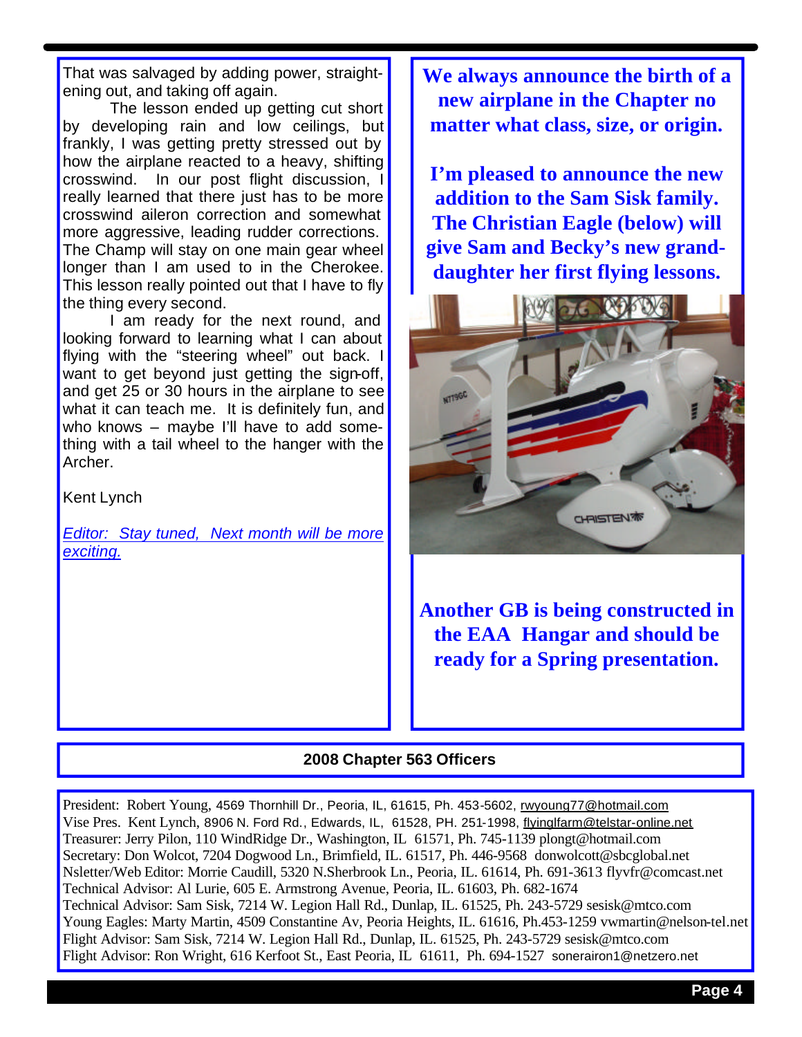That was salvaged by adding power, straightening out, and taking off again.

The lesson ended up getting cut short by developing rain and low ceilings, but frankly, I was getting pretty stressed out by how the airplane reacted to a heavy, shifting crosswind. In our post flight discussion, I really learned that there just has to be more crosswind aileron correction and somewhat more aggressive, leading rudder corrections. The Champ will stay on one main gear wheel longer than I am used to in the Cherokee. This lesson really pointed out that I have to fly the thing every second.

I am ready for the next round, and looking forward to learning what I can about flying with the "steering wheel" out back. I want to get beyond just getting the sign-off, and get 25 or 30 hours in the airplane to see what it can teach me. It is definitely fun, and who knows – maybe I'll have to add something with a tail wheel to the hanger with the Archer.

Kent Lynch

*Editor: Stay tuned, Next month will be more exciting.*

**We always announce the birth of a new airplane in the Chapter no matter what class, size, or origin.**

**I'm pleased to announce the new addition to the Sam Sisk family. The Christian Eagle (below) will give Sam and Becky's new grand-daughter her first flying lessons.**

**Another GB is being constructed in the EAA Hangar and should be ready for a Spring presentation.**

## 2008 Chapter 563 Officers

President: Robert Young, 4569 Thornhill Dr., Peoria, IL, 61615, Ph. 453-5602, rwyoung77@hotmail.com
Vise Pres. Kent Lynch, 8906 N. Ford Rd., Edwards, IL, 61528, PH. 251-1998, flyinglfarm@telstar-online.net
Treasurer: Jerry Pilon, 110 WindRidge Dr., Washington, IL 61571, Ph. 745-1139 plongt@hotmail.com
Secretary: Don Wolcot, 7204 Dogwood Ln., Brimfield, IL. 61517, Ph. 446-9568 donwolcott@sbcglobal.net
Nsletter/Web Editor: Morrie Caudill, 5320 N.Sherbrook Ln., Peoria, IL. 61614, Ph. 691-3613 flyvfr@comcast.net
Technical Advisor: Al Lurie, 605 E. Armstrong Avenue, Peoria, IL. 61603, Ph. 682-1674
Technical Advisor: Sam Sisk, 7214 W. Legion Hall Rd., Dunlap, IL. 61525, Ph. 243-5729 sesisk@mtco.com
Young Eagles: Marty Martin, 4509 Constantine Av, Peoria Heights, IL. 61616, Ph.453-1259 vwmartin@nelson-tel.net
Flight Advisor: Sam Sisk, 7214 W. Legion Hall Rd., Dunlap, IL. 61525, Ph. 243-5729 sesisk@mtco.com
Flight Advisor: Ron Wright, 616 Kerfoot St., East Peoria, IL 61611, Ph. 694-1527 sonerairon1@netzero.net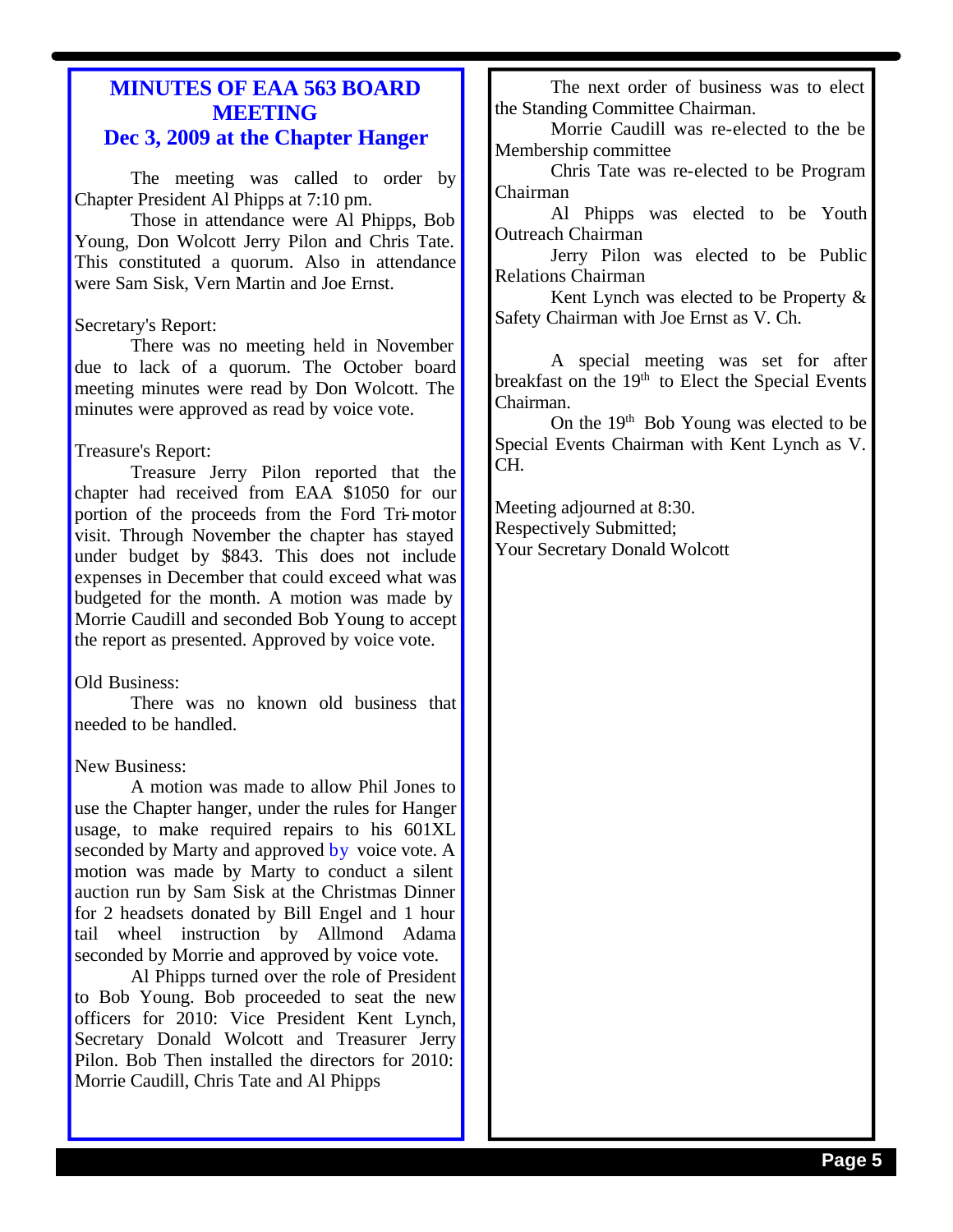# MINUTES OF EAA 563 BOARD MEETING
## Dec 3, 2009 at the Chapter Hanger

The meeting was called to order by Chapter President Al Phipps at 7:10 pm.

Those in attendance were Al Phipps, Bob Young, Don Wolcott Jerry Pilon and Chris Tate. This constituted a quorum. Also in attendance were Sam Sisk, Vern Martin and Joe Ernst.

Secretary's Report:

There was no meeting held in November due to lack of a quorum. The October board meeting minutes were read by Don Wolcott. The minutes were approved as read by voice vote.

Treasure's Report:

Treasure Jerry Pilon reported that the chapter had received from EAA $1050 for our portion of the proceeds from the Ford Tri-motor visit. Through November the chapter has stayed under budget by $843. This does not include expenses in December that could exceed what was budgeted for the month. A motion was made by Morrie Caudill and seconded Bob Young to accept the report as presented. Approved by voice vote.

Old Business:

There was no known old business that needed to be handled.

New Business:

A motion was made to allow Phil Jones to use the Chapter hanger, under the rules for Hanger usage, to make required repairs to his 601XL seconded by Marty and approved by voice vote. A motion was made by Marty to conduct a silent auction run by Sam Sisk at the Christmas Dinner for 2 headsets donated by Bill Engel and 1 hour tail wheel instruction by Allmond Adama seconded by Morrie and approved by voice vote.

Al Phipps turned over the role of President to Bob Young. Bob proceeded to seat the new officers for 2010: Vice President Kent Lynch, Secretary Donald Wolcott and Treasurer Jerry Pilon. Bob Then installed the directors for 2010: Morrie Caudill, Chris Tate and Al Phipps

The next order of business was to elect the Standing Committee Chairman.

Morrie Caudill was re-elected to the be Membership committee

Chris Tate was re-elected to be Program Chairman

Al Phipps was elected to be Youth Outreach Chairman

Jerry Pilon was elected to be Public Relations Chairman

Kent Lynch was elected to be Property & Safety Chairman with Joe Ernst as V. Ch.

A special meeting was set for after breakfast on the 19th to Elect the Special Events Chairman.

On the 19th Bob Young was elected to be Special Events Chairman with Kent Lynch as V. CH.

Meeting adjourned at 8:30.
Respectively Submitted;
Your Secretary Donald Wolcott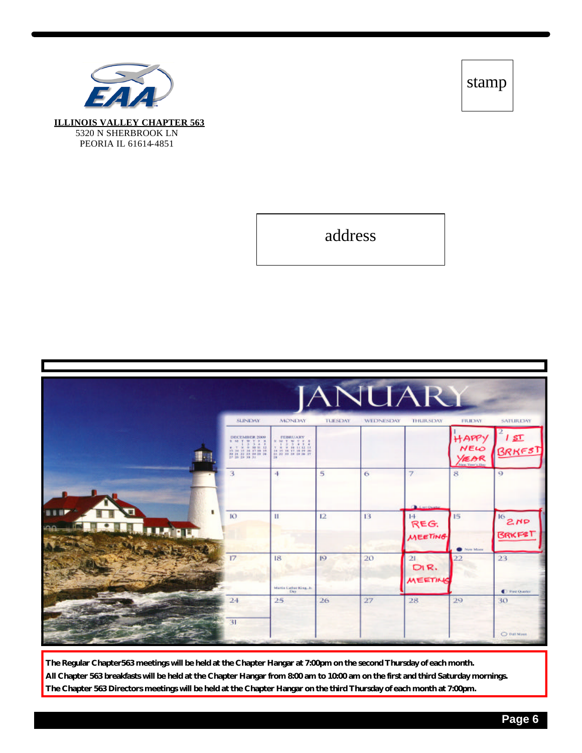**ILLINOIS VALLEY CHAPTER 563**
5320 N SHERBROOK LN
PEORIA IL 61614-4851

stamp

address

# JANUARY

| SUNDAY | MONDAY | TUESDAY | WEDNESDAY | THURSDAY | FRIDAY | SATURDAY |
|---|---|---|---|---|---|---|
| DECEMBER 2009 | FEBRUARY | | | | 1 HAPPY NEW YEAR (New Year's Day) | 2 1 ST BRKFST |
| 3 | 4 | 5 | 6 | 7 | 8 | 9 |
| 10 | 11 | 12 | 13 | 14 REG. MEETING | 15 | 16 2 ND BRKFST |
| 17 | 18 (Martin Luther King, Jr. Day) | 19 | 20 | 21 DIR. MEETING | 22 | 23 |
| 24 / 31 | 25 | 26 | 27 | 28 | 29 | 30 |

**The Regular Chapter563 meetings will be held at the Chapter Hangar at 7:00pm on the second Thursday of each month.**
**All Chapter 563 breakfasts will be held at the Chapter Hangar from 8:00 am to 10:00 am on the first and third Saturday mornings.**
**The Chapter 563 Directors meetings will be held at the Chapter Hangar on the third Thursday of each month at 7:00pm.**